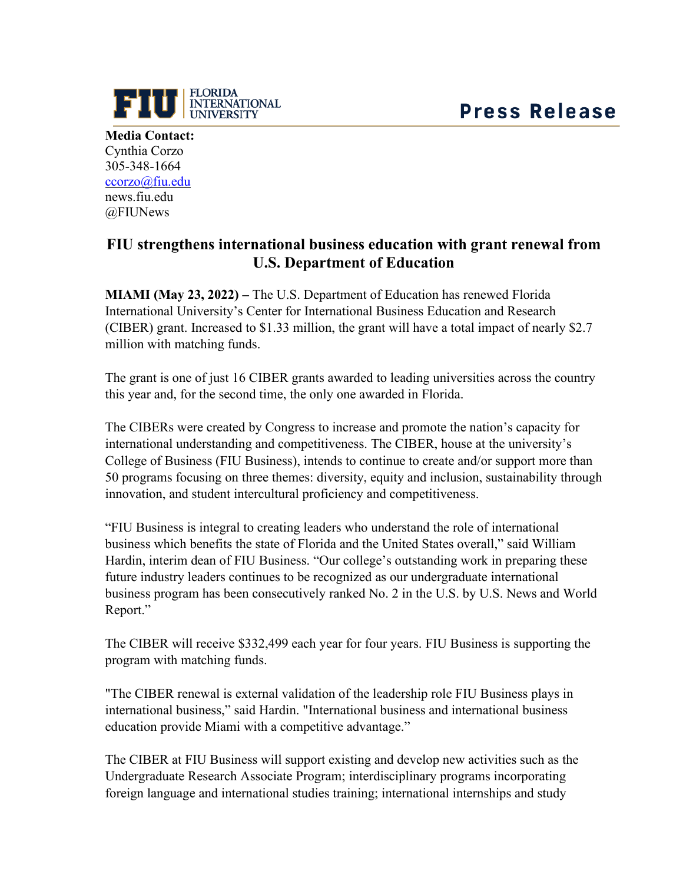FIU FLORIDA INTERNATIONAL UNIVERSITY

**Press Release**

**Media Contact:**
Cynthia Corzo
305-348-1664
[ccorzo@fiu.edu](mailto:ccorzo@fiu.edu)
news.fiu.edu
@FIUNews

# FIU strengthens international business education with grant renewal from U.S. Department of Education

**MIAMI (May 23, 2022) –** The U.S. Department of Education has renewed Florida International University's Center for International Business Education and Research (CIBER) grant. Increased to $1.33 million, the grant will have a total impact of nearly $2.7 million with matching funds.

The grant is one of just 16 CIBER grants awarded to leading universities across the country this year and, for the second time, the only one awarded in Florida.

The CIBERs were created by Congress to increase and promote the nation's capacity for international understanding and competitiveness. The CIBER, house at the university's College of Business (FIU Business), intends to continue to create and/or support more than 50 programs focusing on three themes: diversity, equity and inclusion, sustainability through innovation, and student intercultural proficiency and competitiveness.

"FIU Business is integral to creating leaders who understand the role of international business which benefits the state of Florida and the United States overall," said William Hardin, interim dean of FIU Business. "Our college's outstanding work in preparing these future industry leaders continues to be recognized as our undergraduate international business program has been consecutively ranked No. 2 in the U.S. by U.S. News and World Report."

The CIBER will receive $332,499 each year for four years. FIU Business is supporting the program with matching funds.

"The CIBER renewal is external validation of the leadership role FIU Business plays in international business," said Hardin. "International business and international business education provide Miami with a competitive advantage."

The CIBER at FIU Business will support existing and develop new activities such as the Undergraduate Research Associate Program; interdisciplinary programs incorporating foreign language and international studies training; international internships and study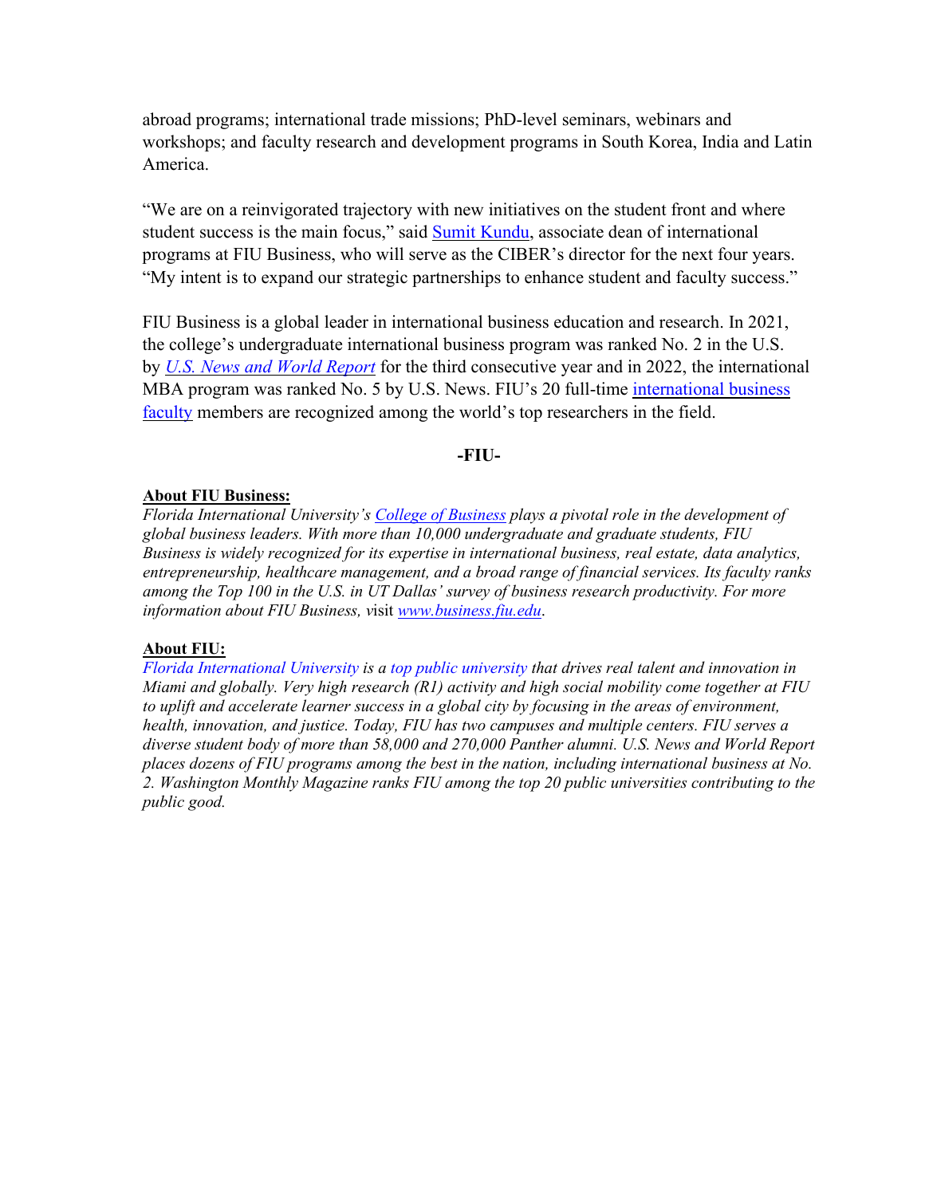abroad programs; international trade missions; PhD-level seminars, webinars and workshops; and faculty research and development programs in South Korea, India and Latin America.

"We are on a reinvigorated trajectory with new initiatives on the student front and where student success is the main focus," said Sumit Kundu, associate dean of international programs at FIU Business, who will serve as the CIBER's director for the next four years. "My intent is to expand our strategic partnerships to enhance student and faculty success."

FIU Business is a global leader in international business education and research. In 2021, the college's undergraduate international business program was ranked No. 2 in the U.S. by *U.S. News and World Report* for the third consecutive year and in 2022, the international MBA program was ranked No. 5 by U.S. News. FIU's 20 full-time international business faculty members are recognized among the world's top researchers in the field.

**-FIU-**

**About FIU Business:**

*Florida International University's College of Business plays a pivotal role in the development of global business leaders. With more than 10,000 undergraduate and graduate students, FIU Business is widely recognized for its expertise in international business, real estate, data analytics, entrepreneurship, healthcare management, and a broad range of financial services. Its faculty ranks among the Top 100 in the U.S. in UT Dallas' survey of business research productivity. For more information about FIU Business, v*isit *www.business.fiu.edu*.

**About FIU:**

*Florida International University is a top public university that drives real talent and innovation in Miami and globally. Very high research (R1) activity and high social mobility come together at FIU to uplift and accelerate learner success in a global city by focusing in the areas of environment, health, innovation, and justice. Today, FIU has two campuses and multiple centers. FIU serves a diverse student body of more than 58,000 and 270,000 Panther alumni. U.S. News and World Report places dozens of FIU programs among the best in the nation, including international business at No. 2. Washington Monthly Magazine ranks FIU among the top 20 public universities contributing to the public good.*